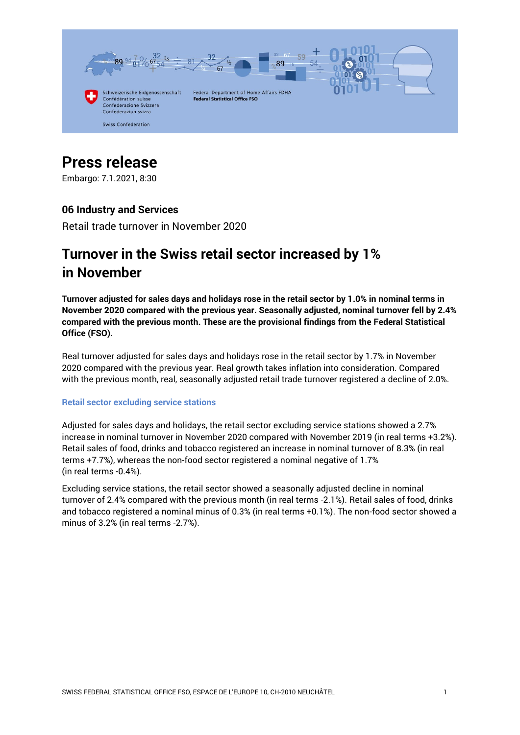# Press release

Embargo: 7.1.2021, 8:30

### 06 Industry and Services

Retail trade turnover in November 2020

## Turnover in the Swiss retail sector increased by 1% in November

**Turnover adjusted for sales days and holidays rose in the retail sector by 1.0% in nominal terms in November 2020 compared with the previous year. Seasonally adjusted, nominal turnover fell by 2.4% compared with the previous month. These are the provisional findings from the Federal Statistical Office (FSO).**

Real turnover adjusted for sales days and holidays rose in the retail sector by 1.7% in November 2020 compared with the previous year. Real growth takes inflation into consideration. Compared with the previous month, real, seasonally adjusted retail trade turnover registered a decline of 2.0%.

### Retail sector excluding service stations

Adjusted for sales days and holidays, the retail sector excluding service stations showed a 2.7% increase in nominal turnover in November 2020 compared with November 2019 (in real terms +3.2%). Retail sales of food, drinks and tobacco registered an increase in nominal turnover of 8.3% (in real terms +7.7%), whereas the non-food sector registered a nominal negative of 1.7% (in real terms -0.4%).

Excluding service stations, the retail sector showed a seasonally adjusted decline in nominal turnover of 2.4% compared with the previous month (in real terms -2.1%). Retail sales of food, drinks and tobacco registered a nominal minus of 0.3% (in real terms +0.1%). The non-food sector showed a minus of 3.2% (in real terms -2.7%).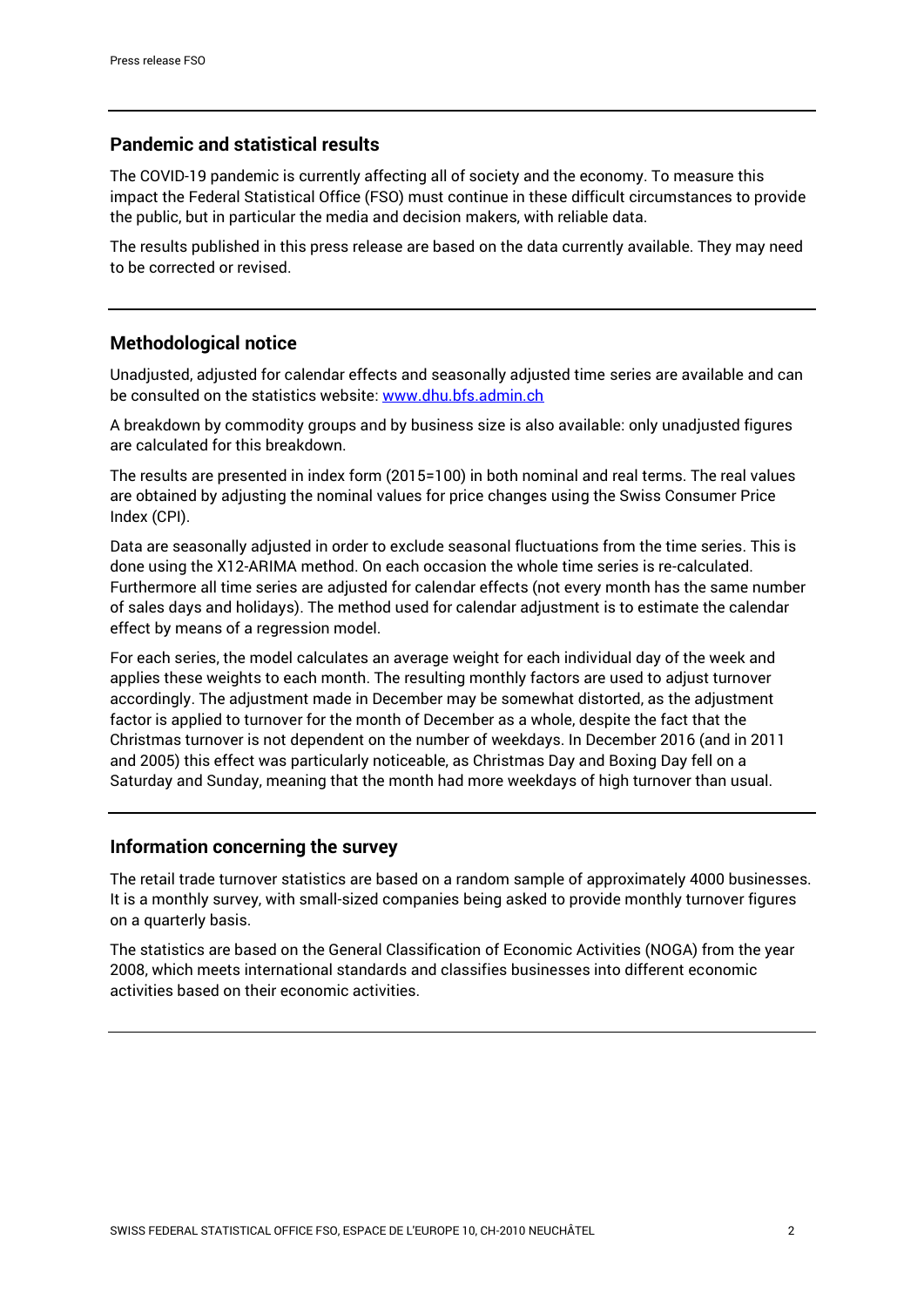## Pandemic and statistical results

The COVID-19 pandemic is currently affecting all of society and the economy. To measure this impact the Federal Statistical Office (FSO) must continue in these difficult circumstances to provide the public, but in particular the media and decision makers, with reliable data.

The results published in this press release are based on the data currently available. They may need to be corrected or revised.

## Methodological notice

Unadjusted, adjusted for calendar effects and seasonally adjusted time series are available and can be consulted on the statistics website: [www.dhu.bfs.admin.ch](http://www.dhu.bfs.admin.ch)

A breakdown by commodity groups and by business size is also available: only unadjusted figures are calculated for this breakdown.

The results are presented in index form (2015=100) in both nominal and real terms. The real values are obtained by adjusting the nominal values for price changes using the Swiss Consumer Price Index (CPI).

Data are seasonally adjusted in order to exclude seasonal fluctuations from the time series. This is done using the X12-ARIMA method. On each occasion the whole time series is re-calculated. Furthermore all time series are adjusted for calendar effects (not every month has the same number of sales days and holidays). The method used for calendar adjustment is to estimate the calendar effect by means of a regression model.

For each series, the model calculates an average weight for each individual day of the week and applies these weights to each month. The resulting monthly factors are used to adjust turnover accordingly. The adjustment made in December may be somewhat distorted, as the adjustment factor is applied to turnover for the month of December as a whole, despite the fact that the Christmas turnover is not dependent on the number of weekdays. In December 2016 (and in 2011 and 2005) this effect was particularly noticeable, as Christmas Day and Boxing Day fell on a Saturday and Sunday, meaning that the month had more weekdays of high turnover than usual.

## Information concerning the survey

The retail trade turnover statistics are based on a random sample of approximately 4000 businesses. It is a monthly survey, with small-sized companies being asked to provide monthly turnover figures on a quarterly basis.

The statistics are based on the General Classification of Economic Activities (NOGA) from the year 2008, which meets international standards and classifies businesses into different economic activities based on their economic activities.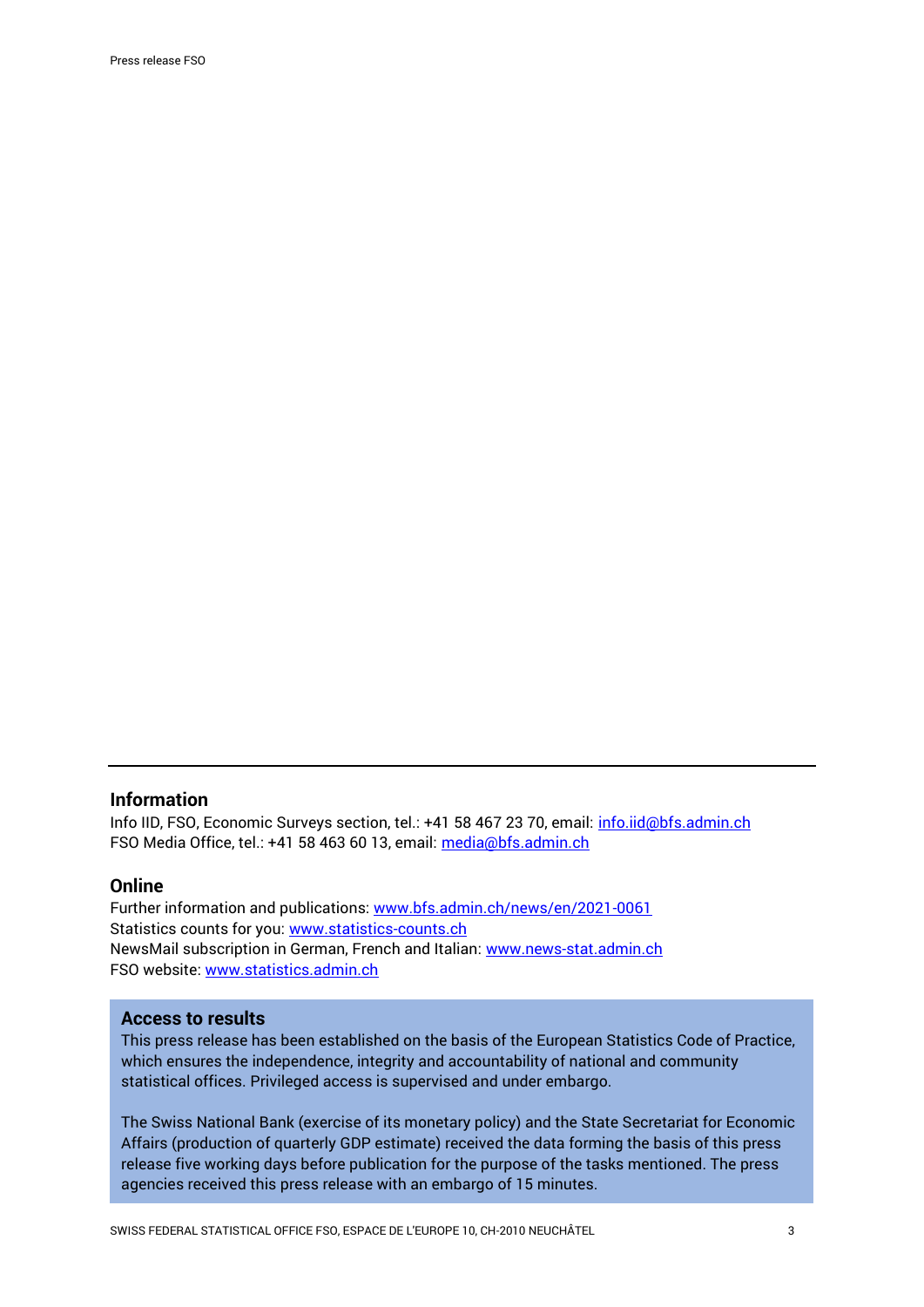## Information

Info IID, FSO, Economic Surveys section, tel.: +41 58 467 23 70, email: info.iid@bfs.admin.ch
FSO Media Office, tel.: +41 58 463 60 13, email: media@bfs.admin.ch

## Online

Further information and publications: www.bfs.admin.ch/news/en/2021-0061
Statistics counts for you: www.statistics-counts.ch
NewsMail subscription in German, French and Italian: www.news-stat.admin.ch
FSO website: www.statistics.admin.ch

### Access to results

This press release has been established on the basis of the European Statistics Code of Practice, which ensures the independence, integrity and accountability of national and community statistical offices. Privileged access is supervised and under embargo.

The Swiss National Bank (exercise of its monetary policy) and the State Secretariat for Economic Affairs (production of quarterly GDP estimate) received the data forming the basis of this press release five working days before publication for the purpose of the tasks mentioned. The press agencies received this press release with an embargo of 15 minutes.